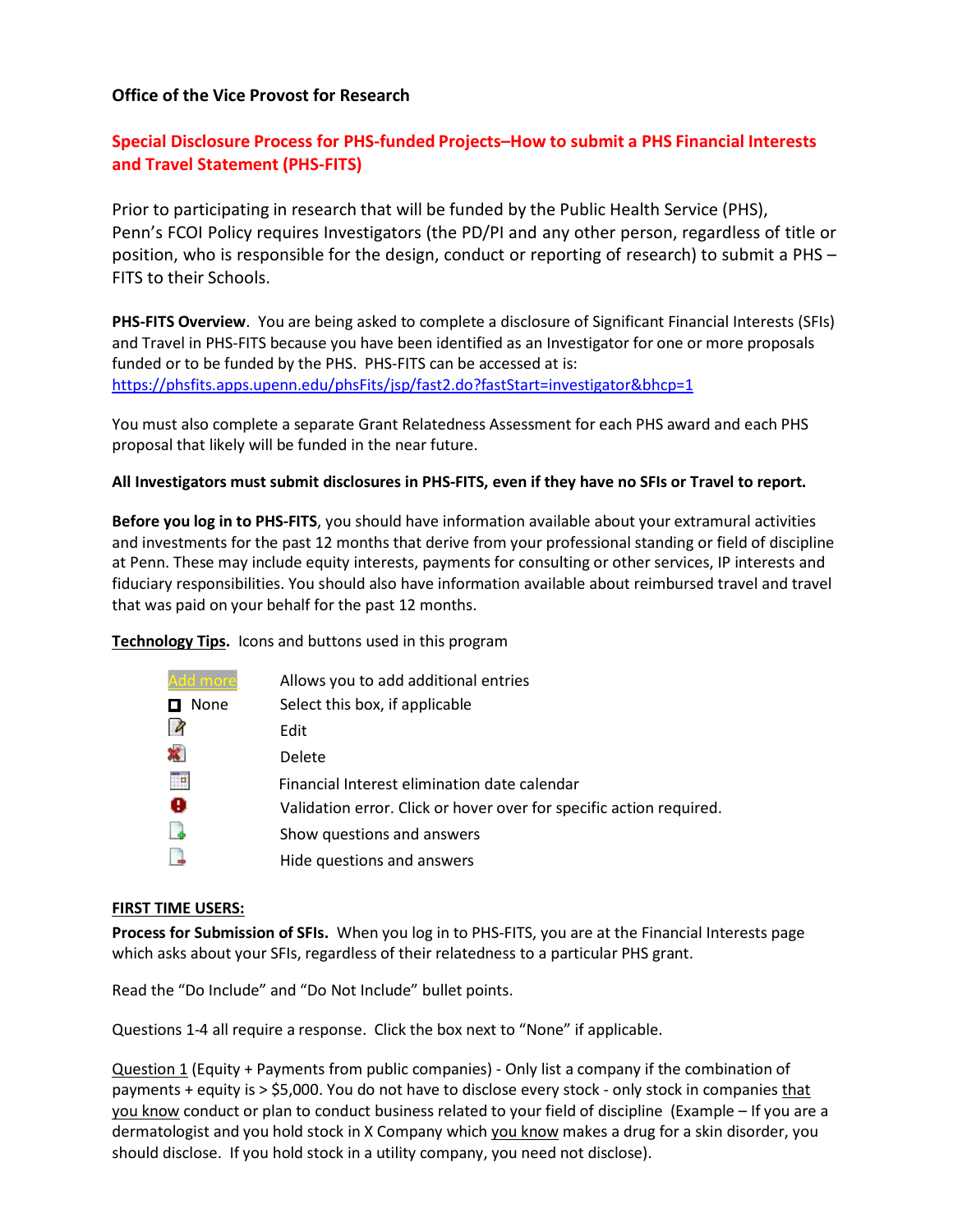**Office of the Vice Provost for Research**

## Special Disclosure Process for PHS-funded Projects–How to submit a PHS Financial Interests and Travel Statement (PHS-FITS)

Prior to participating in research that will be funded by the Public Health Service (PHS), Penn's FCOI Policy requires Investigators (the PD/PI and any other person, regardless of title or position, who is responsible for the design, conduct or reporting of research) to submit a PHS – FITS to their Schools.

**PHS-FITS Overview**. You are being asked to complete a disclosure of Significant Financial Interests (SFIs) and Travel in PHS-FITS because you have been identified as an Investigator for one or more proposals funded or to be funded by the PHS. PHS-FITS can be accessed at is: https://phsfits.apps.upenn.edu/phsFits/jsp/fast2.do?fastStart=investigator&bhcp=1

You must also complete a separate Grant Relatedness Assessment for each PHS award and each PHS proposal that likely will be funded in the near future.

**All Investigators must submit disclosures in PHS-FITS, even if they have no SFIs or Travel to report.**

**Before you log in to PHS-FITS**, you should have information available about your extramural activities and investments for the past 12 months that derive from your professional standing or field of discipline at Penn. These may include equity interests, payments for consulting or other services, IP interests and fiduciary responsibilities. You should also have information available about reimbursed travel and travel that was paid on your behalf for the past 12 months.

**Technology Tips.** Icons and buttons used in this program

| | |
|---|---|
| Add more | Allows you to add additional entries |
| ☐ None | Select this box, if applicable |
| | Edit |
| | Delete |
| | Financial Interest elimination date calendar |
| | Validation error. Click or hover over for specific action required. |
| | Show questions and answers |
| | Hide questions and answers |

**FIRST TIME USERS:**

**Process for Submission of SFIs.** When you log in to PHS-FITS, you are at the Financial Interests page which asks about your SFIs, regardless of their relatedness to a particular PHS grant.

Read the "Do Include" and "Do Not Include" bullet points.

Questions 1-4 all require a response. Click the box next to "None" if applicable.

Question 1 (Equity + Payments from public companies) - Only list a company if the combination of payments + equity is > $5,000. You do not have to disclose every stock - only stock in companies that you know conduct or plan to conduct business related to your field of discipline (Example – If you are a dermatologist and you hold stock in X Company which you know makes a drug for a skin disorder, you should disclose. If you hold stock in a utility company, you need not disclose).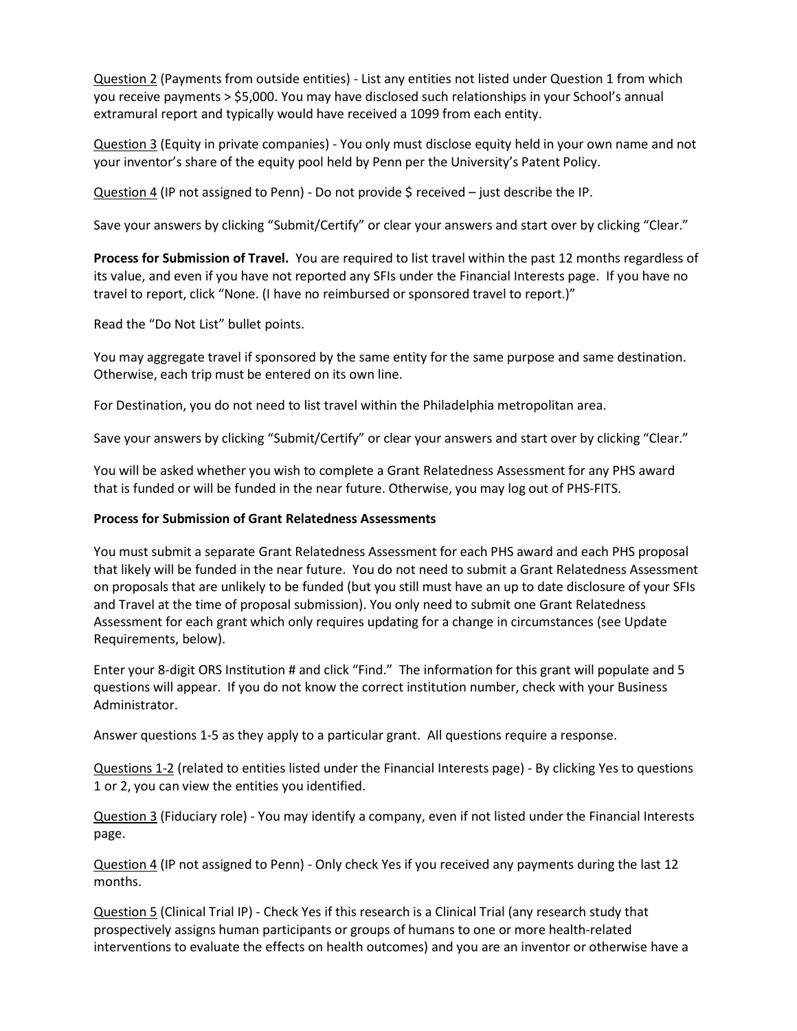Question 2 (Payments from outside entities) - List any entities not listed under Question 1 from which you receive payments > $5,000. You may have disclosed such relationships in your School's annual extramural report and typically would have received a 1099 from each entity.

Question 3 (Equity in private companies) - You only must disclose equity held in your own name and not your inventor's share of the equity pool held by Penn per the University's Patent Policy.

Question 4 (IP not assigned to Penn) - Do not provide $ received – just describe the IP.

Save your answers by clicking "Submit/Certify" or clear your answers and start over by clicking "Clear."

**Process for Submission of Travel.** You are required to list travel within the past 12 months regardless of its value, and even if you have not reported any SFIs under the Financial Interests page. If you have no travel to report, click "None. (I have no reimbursed or sponsored travel to report.)"

Read the "Do Not List" bullet points.

You may aggregate travel if sponsored by the same entity for the same purpose and same destination. Otherwise, each trip must be entered on its own line.

For Destination, you do not need to list travel within the Philadelphia metropolitan area.

Save your answers by clicking "Submit/Certify" or clear your answers and start over by clicking "Clear."

You will be asked whether you wish to complete a Grant Relatedness Assessment for any PHS award that is funded or will be funded in the near future. Otherwise, you may log out of PHS-FITS.

**Process for Submission of Grant Relatedness Assessments**

You must submit a separate Grant Relatedness Assessment for each PHS award and each PHS proposal that likely will be funded in the near future. You do not need to submit a Grant Relatedness Assessment on proposals that are unlikely to be funded (but you still must have an up to date disclosure of your SFIs and Travel at the time of proposal submission). You only need to submit one Grant Relatedness Assessment for each grant which only requires updating for a change in circumstances (see Update Requirements, below).

Enter your 8-digit ORS Institution # and click "Find." The information for this grant will populate and 5 questions will appear. If you do not know the correct institution number, check with your Business Administrator.

Answer questions 1-5 as they apply to a particular grant. All questions require a response.

Questions 1-2 (related to entities listed under the Financial Interests page) - By clicking Yes to questions 1 or 2, you can view the entities you identified.

Question 3 (Fiduciary role) - You may identify a company, even if not listed under the Financial Interests page.

Question 4 (IP not assigned to Penn) - Only check Yes if you received any payments during the last 12 months.

Question 5 (Clinical Trial IP) - Check Yes if this research is a Clinical Trial (any research study that prospectively assigns human participants or groups of humans to one or more health-related interventions to evaluate the effects on health outcomes) and you are an inventor or otherwise have a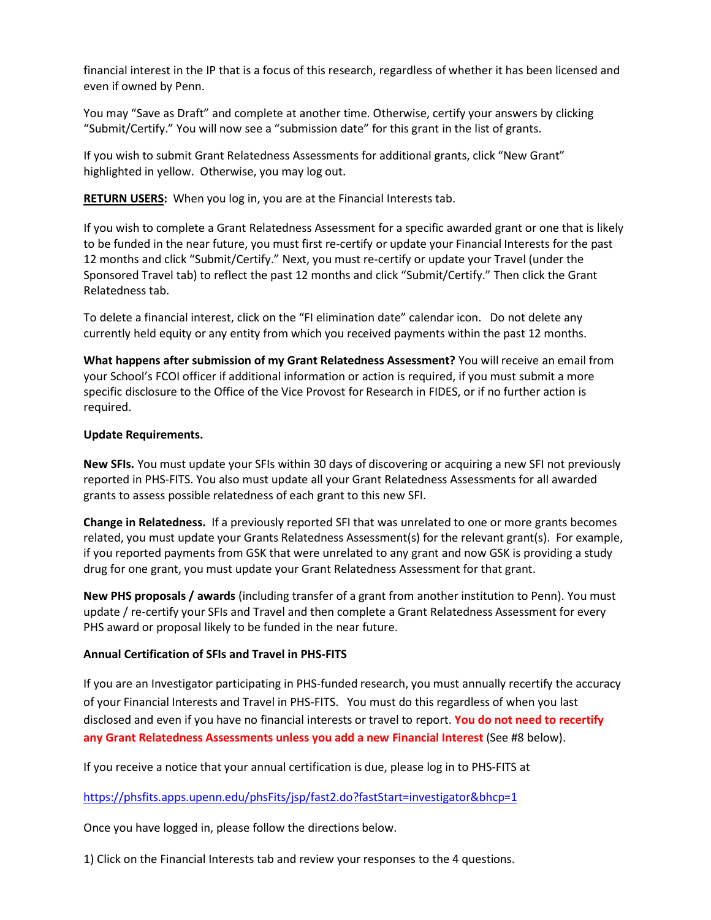financial interest in the IP that is a focus of this research, regardless of whether it has been licensed and even if owned by Penn.

You may "Save as Draft" and complete at another time. Otherwise, certify your answers by clicking "Submit/Certify." You will now see a "submission date" for this grant in the list of grants.

If you wish to submit Grant Relatedness Assessments for additional grants, click "New Grant" highlighted in yellow. Otherwise, you may log out.

**RETURN USERS:** When you log in, you are at the Financial Interests tab.

If you wish to complete a Grant Relatedness Assessment for a specific awarded grant or one that is likely to be funded in the near future, you must first re-certify or update your Financial Interests for the past 12 months and click "Submit/Certify." Next, you must re-certify or update your Travel (under the Sponsored Travel tab) to reflect the past 12 months and click "Submit/Certify." Then click the Grant Relatedness tab.

To delete a financial interest, click on the "FI elimination date" calendar icon. Do not delete any currently held equity or any entity from which you received payments within the past 12 months.

**What happens after submission of my Grant Relatedness Assessment?** You will receive an email from your School's FCOI officer if additional information or action is required, if you must submit a more specific disclosure to the Office of the Vice Provost for Research in FIDES, or if no further action is required.

**Update Requirements.**

**New SFIs.** You must update your SFIs within 30 days of discovering or acquiring a new SFI not previously reported in PHS-FITS. You also must update all your Grant Relatedness Assessments for all awarded grants to assess possible relatedness of each grant to this new SFI.

**Change in Relatedness.** If a previously reported SFI that was unrelated to one or more grants becomes related, you must update your Grants Relatedness Assessment(s) for the relevant grant(s). For example, if you reported payments from GSK that were unrelated to any grant and now GSK is providing a study drug for one grant, you must update your Grant Relatedness Assessment for that grant.

**New PHS proposals / awards** (including transfer of a grant from another institution to Penn). You must update / re-certify your SFIs and Travel and then complete a Grant Relatedness Assessment for every PHS award or proposal likely to be funded in the near future.

**Annual Certification of SFIs and Travel in PHS-FITS**

If you are an Investigator participating in PHS-funded research, you must annually recertify the accuracy of your Financial Interests and Travel in PHS-FITS. You must do this regardless of when you last disclosed and even if you have no financial interests or travel to report. **You do not need to recertify any Grant Relatedness Assessments unless you add a new Financial Interest** (See #8 below).

If you receive a notice that your annual certification is due, please log in to PHS-FITS at

https://phsfits.apps.upenn.edu/phsFits/jsp/fast2.do?fastStart=investigator&bhcp=1

Once you have logged in, please follow the directions below.

1) Click on the Financial Interests tab and review your responses to the 4 questions.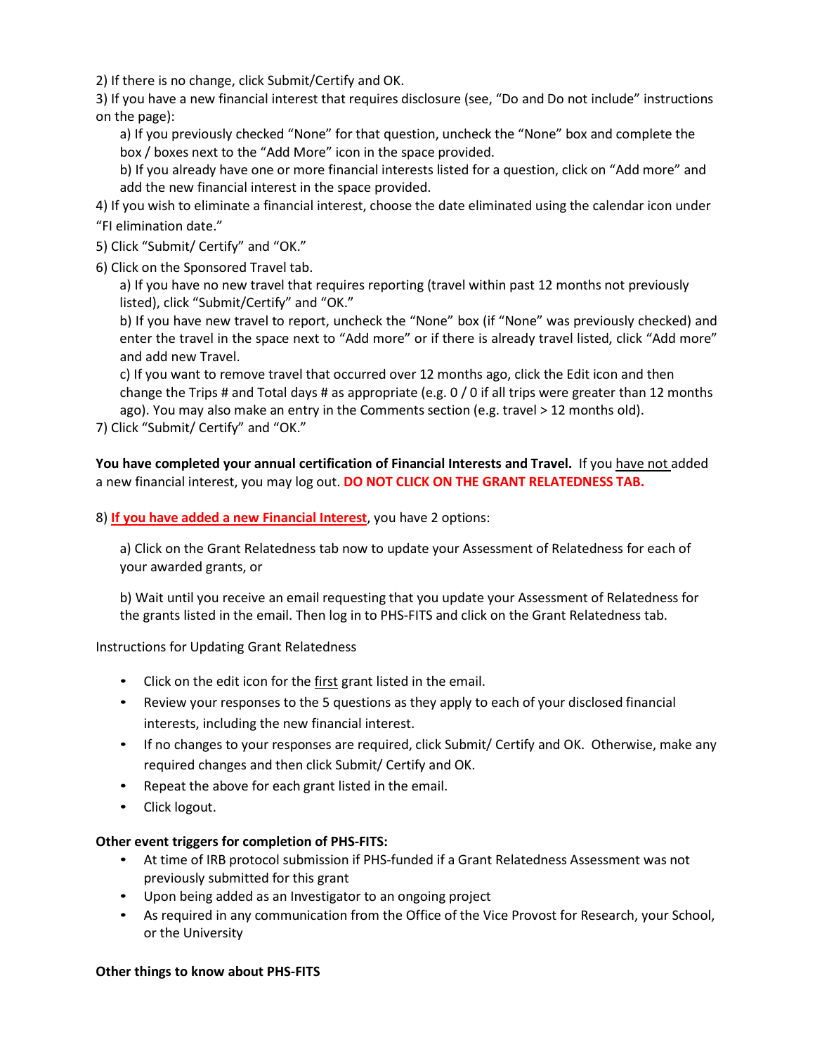2) If there is no change, click Submit/Certify and OK.

3) If you have a new financial interest that requires disclosure (see, "Do and Do not include" instructions on the page):

   a) If you previously checked "None" for that question, uncheck the "None" box and complete the box / boxes next to the "Add More" icon in the space provided.

   b) If you already have one or more financial interests listed for a question, click on "Add more" and add the new financial interest in the space provided.

4) If you wish to eliminate a financial interest, choose the date eliminated using the calendar icon under "FI elimination date."

5) Click "Submit/ Certify" and "OK."

6) Click on the Sponsored Travel tab.

   a) If you have no new travel that requires reporting (travel within past 12 months not previously listed), click "Submit/Certify" and "OK."

   b) If you have new travel to report, uncheck the "None" box (if "None" was previously checked) and enter the travel in the space next to "Add more" or if there is already travel listed, click "Add more" and add new Travel.

   c) If you want to remove travel that occurred over 12 months ago, click the Edit icon and then change the Trips # and Total days # as appropriate (e.g. 0 / 0 if all trips were greater than 12 months ago). You may also make an entry in the Comments section (e.g. travel > 12 months old).

7) Click "Submit/ Certify" and "OK."

**You have completed your annual certification of Financial Interests and Travel.** If you have not added a new financial interest, you may log out. **DO NOT CLICK ON THE GRANT RELATEDNESS TAB.**

8) **If you have added a new Financial Interest**, you have 2 options:

   a) Click on the Grant Relatedness tab now to update your Assessment of Relatedness for each of your awarded grants, or

   b) Wait until you receive an email requesting that you update your Assessment of Relatedness for the grants listed in the email. Then log in to PHS-FITS and click on the Grant Relatedness tab.

Instructions for Updating Grant Relatedness

- Click on the edit icon for the first grant listed in the email.
- Review your responses to the 5 questions as they apply to each of your disclosed financial interests, including the new financial interest.
- If no changes to your responses are required, click Submit/ Certify and OK. Otherwise, make any required changes and then click Submit/ Certify and OK.
- Repeat the above for each grant listed in the email.
- Click logout.

**Other event triggers for completion of PHS-FITS:**

- At time of IRB protocol submission if PHS-funded if a Grant Relatedness Assessment was not previously submitted for this grant
- Upon being added as an Investigator to an ongoing project
- As required in any communication from the Office of the Vice Provost for Research, your School, or the University

**Other things to know about PHS-FITS**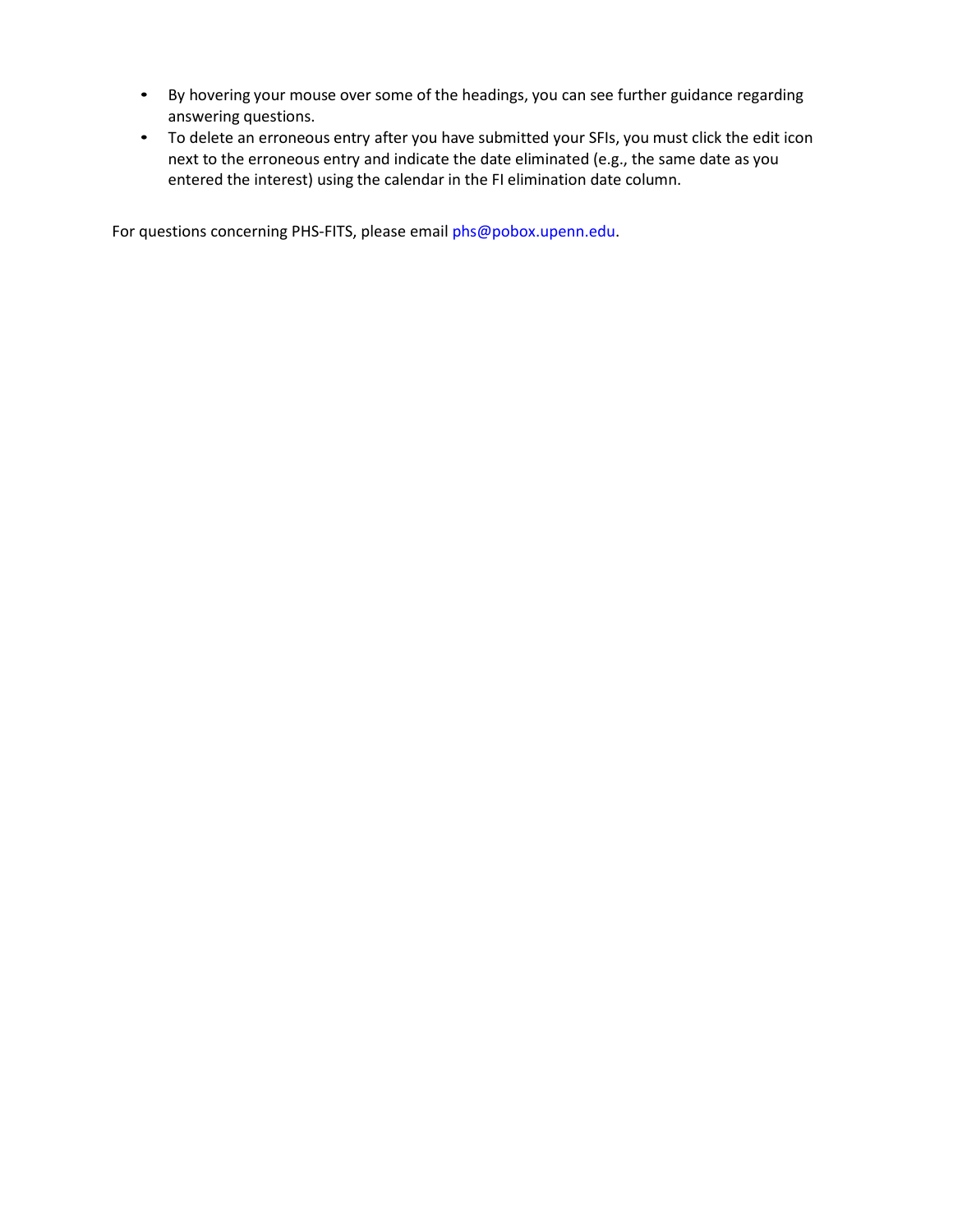- By hovering your mouse over some of the headings, you can see further guidance regarding answering questions.
- To delete an erroneous entry after you have submitted your SFIs, you must click the edit icon next to the erroneous entry and indicate the date eliminated (e.g., the same date as you entered the interest) using the calendar in the FI elimination date column.

For questions concerning PHS-FITS, please email phs@pobox.upenn.edu.